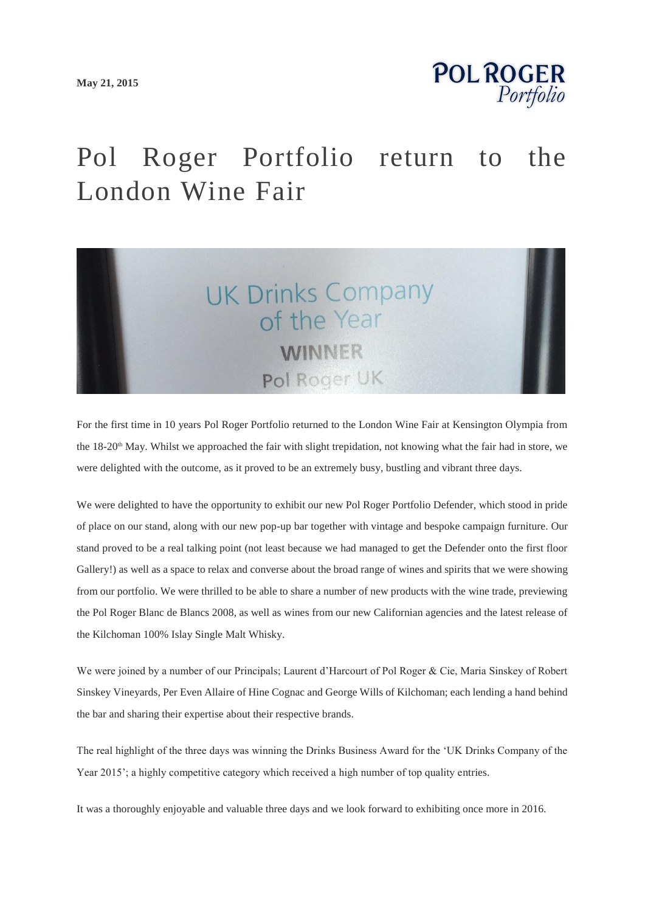**May 21, 2015**

# Pol Roger Portfolio return to the London Wine Fair

For the first time in 10 years Pol Roger Portfolio returned to the London Wine Fair at Kensington Olympia from the 18-20th May. Whilst we approached the fair with slight trepidation, not knowing what the fair had in store, we were delighted with the outcome, as it proved to be an extremely busy, bustling and vibrant three days.

We were delighted to have the opportunity to exhibit our new Pol Roger Portfolio Defender, which stood in pride of place on our stand, along with our new pop-up bar together with vintage and bespoke campaign furniture. Our stand proved to be a real talking point (not least because we had managed to get the Defender onto the first floor Gallery!) as well as a space to relax and converse about the broad range of wines and spirits that we were showing from our portfolio. We were thrilled to be able to share a number of new products with the wine trade, previewing the Pol Roger Blanc de Blancs 2008, as well as wines from our new Californian agencies and the latest release of the Kilchoman 100% Islay Single Malt Whisky.

We were joined by a number of our Principals; Laurent d'Harcourt of Pol Roger & Cie, Maria Sinskey of Robert Sinskey Vineyards, Per Even Allaire of Hine Cognac and George Wills of Kilchoman; each lending a hand behind the bar and sharing their expertise about their respective brands.

The real highlight of the three days was winning the Drinks Business Award for the 'UK Drinks Company of the Year 2015'; a highly competitive category which received a high number of top quality entries.

It was a thoroughly enjoyable and valuable three days and we look forward to exhibiting once more in 2016.